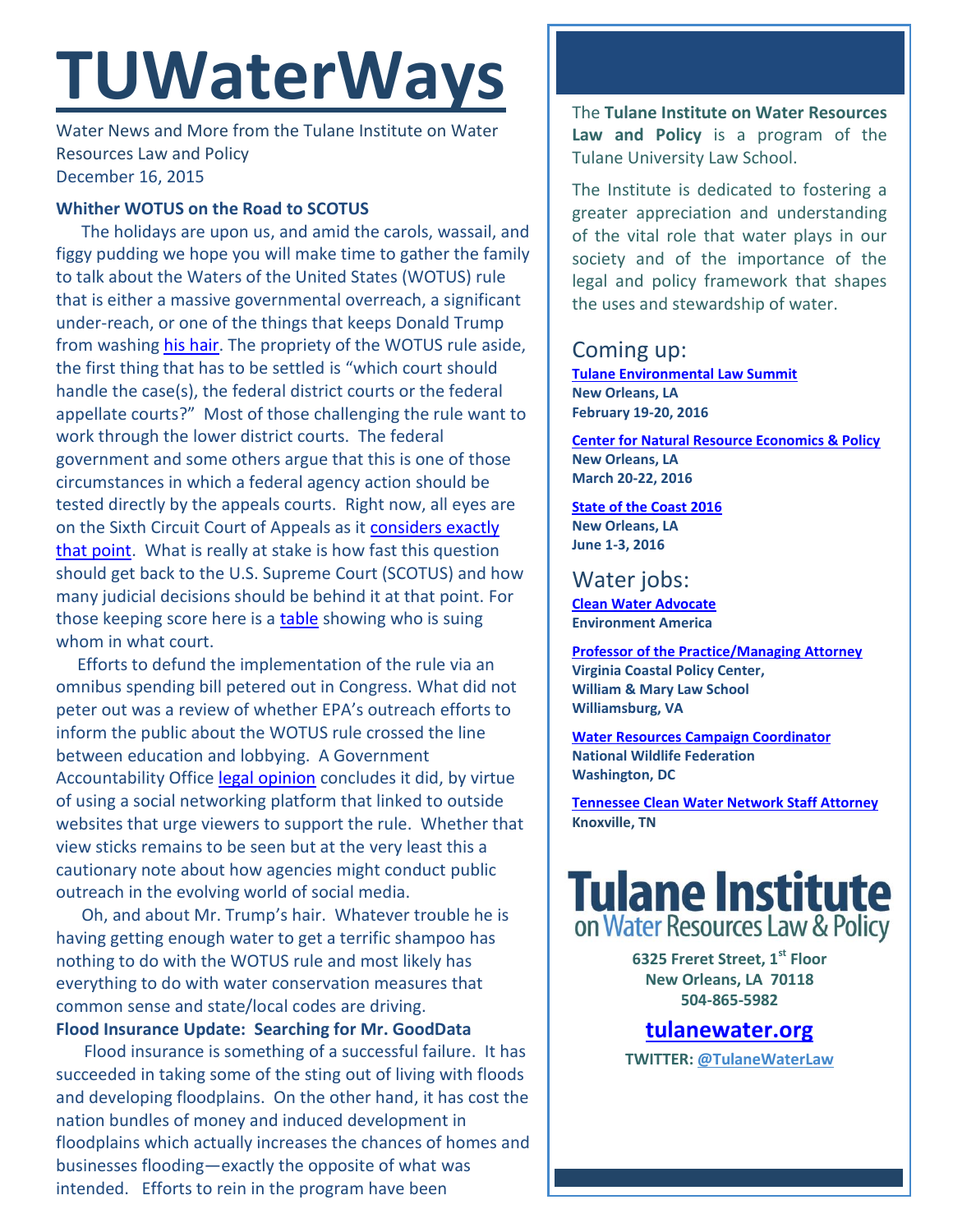# TUWaterWays

Water News and More from the Tulane Institute on Water Resources Law and Policy
December 16, 2015

**Whither WOTUS on the Road to SCOTUS**

The holidays are upon us, and amid the carols, wassail, and figgy pudding we hope you will make time to gather the family to talk about the Waters of the United States (WOTUS) rule that is either a massive governmental overreach, a significant under-reach, or one of the things that keeps Donald Trump from washing his hair. The propriety of the WOTUS rule aside, the first thing that has to be settled is "which court should handle the case(s), the federal district courts or the federal appellate courts?" Most of those challenging the rule want to work through the lower district courts. The federal government and some others argue that this is one of those circumstances in which a federal agency action should be tested directly by the appeals courts. Right now, all eyes are on the Sixth Circuit Court of Appeals as it considers exactly that point. What is really at stake is how fast this question should get back to the U.S. Supreme Court (SCOTUS) and how many judicial decisions should be behind it at that point. For those keeping score here is a table showing who is suing whom in what court.

Efforts to defund the implementation of the rule via an omnibus spending bill petered out in Congress. What did not peter out was a review of whether EPA's outreach efforts to inform the public about the WOTUS rule crossed the line between education and lobbying. A Government Accountability Office legal opinion concludes it did, by virtue of using a social networking platform that linked to outside websites that urge viewers to support the rule. Whether that view sticks remains to be seen but at the very least this a cautionary note about how agencies might conduct public outreach in the evolving world of social media.

Oh, and about Mr. Trump's hair. Whatever trouble he is having getting enough water to get a terrific shampoo has nothing to do with the WOTUS rule and most likely has everything to do with water conservation measures that common sense and state/local codes are driving.

**Flood Insurance Update: Searching for Mr. GoodData**

Flood insurance is something of a successful failure. It has succeeded in taking some of the sting out of living with floods and developing floodplains. On the other hand, it has cost the nation bundles of money and induced development in floodplains which actually increases the chances of homes and businesses flooding—exactly the opposite of what was intended. Efforts to rein in the program have been

The **Tulane Institute on Water Resources Law and Policy** is a program of the Tulane University Law School.

The Institute is dedicated to fostering a greater appreciation and understanding of the vital role that water plays in our society and of the importance of the legal and policy framework that shapes the uses and stewardship of water.

## Coming up:

**Tulane Environmental Law Summit**
**New Orleans, LA**
**February 19-20, 2016**

**Center for Natural Resource Economics & Policy**
**New Orleans, LA**
**March 20-22, 2016**

**State of the Coast 2016**
**New Orleans, LA**
**June 1-3, 2016**

## Water jobs:

**Clean Water Advocate**
**Environment America**

**Professor of the Practice/Managing Attorney**
**Virginia Coastal Policy Center, William & Mary Law School**
**Williamsburg, VA**

**Water Resources Campaign Coordinator**
**National Wildlife Federation**
**Washington, DC**

**Tennessee Clean Water Network Staff Attorney**
**Knoxville, TN**

**Tulane Institute on Water Resources Law & Policy**

**6325 Freret Street, 1st Floor**
**New Orleans, LA 70118**
**504-865-5982**

**tulanewater.org**

**TWITTER: @TulaneWaterLaw**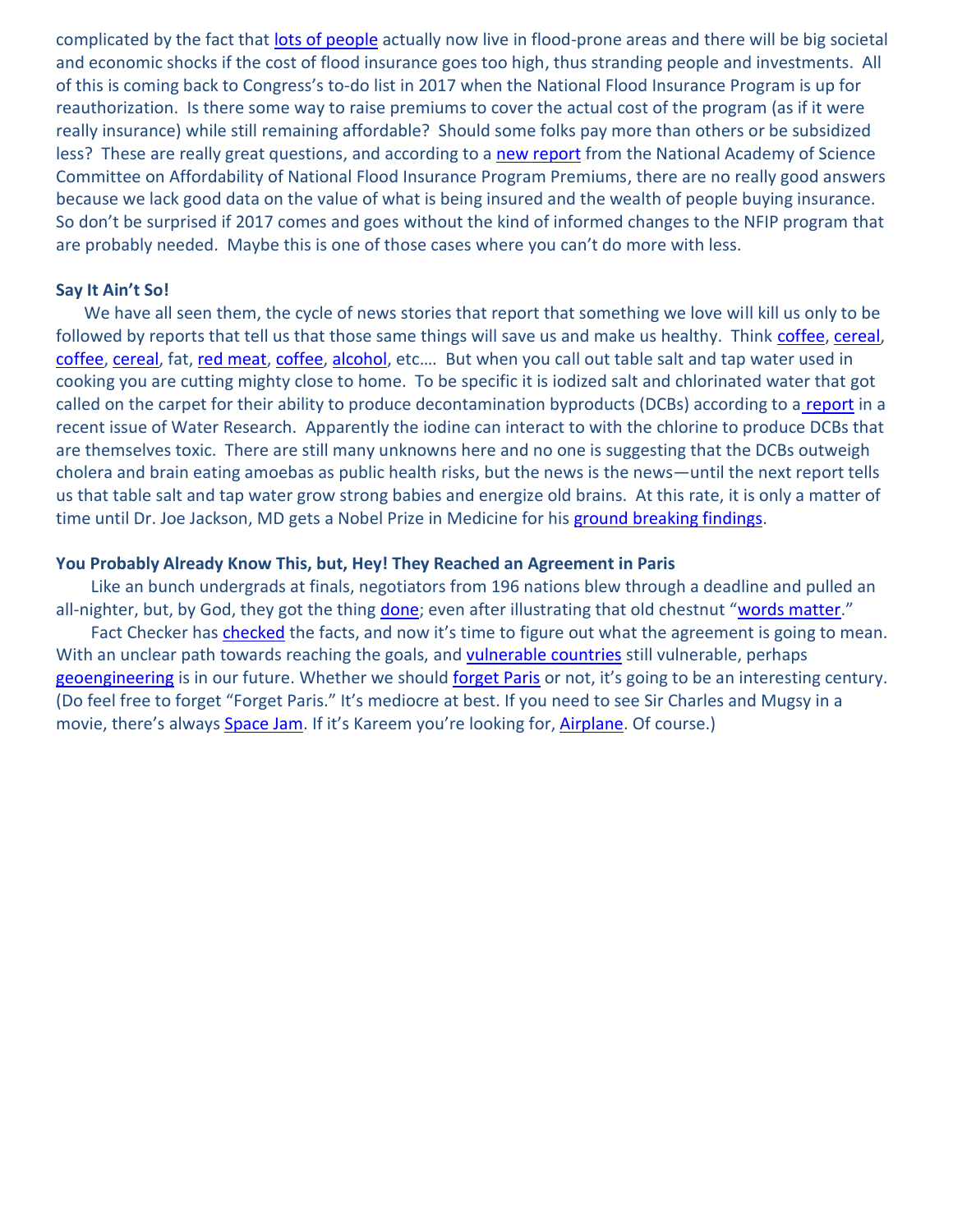complicated by the fact that lots of people actually now live in flood-prone areas and there will be big societal and economic shocks if the cost of flood insurance goes too high, thus stranding people and investments. All of this is coming back to Congress's to-do list in 2017 when the National Flood Insurance Program is up for reauthorization. Is there some way to raise premiums to cover the actual cost of the program (as if it were really insurance) while still remaining affordable? Should some folks pay more than others or be subsidized less? These are really great questions, and according to a new report from the National Academy of Science Committee on Affordability of National Flood Insurance Program Premiums, there are no really good answers because we lack good data on the value of what is being insured and the wealth of people buying insurance. So don't be surprised if 2017 comes and goes without the kind of informed changes to the NFIP program that are probably needed. Maybe this is one of those cases where you can't do more with less.

**Say It Ain't So!**

We have all seen them, the cycle of news stories that report that something we love will kill us only to be followed by reports that tell us that those same things will save us and make us healthy. Think coffee, cereal, coffee, cereal, fat, red meat, coffee, alcohol, etc.… But when you call out table salt and tap water used in cooking you are cutting mighty close to home. To be specific it is iodized salt and chlorinated water that got called on the carpet for their ability to produce decontamination byproducts (DCBs) according to a report in a recent issue of Water Research. Apparently the iodine can interact to with the chlorine to produce DCBs that are themselves toxic. There are still many unknowns here and no one is suggesting that the DCBs outweigh cholera and brain eating amoebas as public health risks, but the news is the news—until the next report tells us that table salt and tap water grow strong babies and energize old brains. At this rate, it is only a matter of time until Dr. Joe Jackson, MD gets a Nobel Prize in Medicine for his ground breaking findings.

**You Probably Already Know This, but, Hey! They Reached an Agreement in Paris**

Like an bunch undergrads at finals, negotiators from 196 nations blew through a deadline and pulled an all-nighter, but, by God, they got the thing done; even after illustrating that old chestnut "words matter."

Fact Checker has checked the facts, and now it's time to figure out what the agreement is going to mean. With an unclear path towards reaching the goals, and vulnerable countries still vulnerable, perhaps geoengineering is in our future. Whether we should forget Paris or not, it's going to be an interesting century. (Do feel free to forget "Forget Paris." It's mediocre at best. If you need to see Sir Charles and Mugsy in a movie, there's always Space Jam. If it's Kareem you're looking for, Airplane. Of course.)